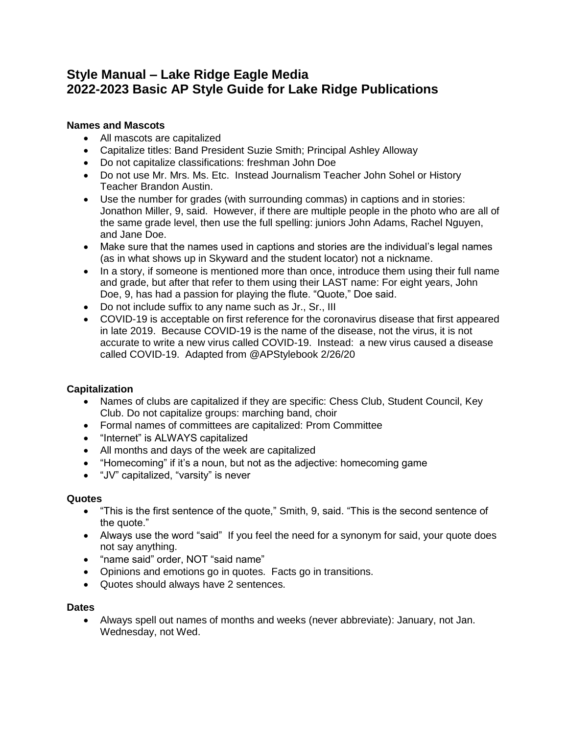# Style Manual – Lake Ridge Eagle Media
# 2022-2023 Basic AP Style Guide for Lake Ridge Publications

### Names and Mascots

- All mascots are capitalized
- Capitalize titles: Band President Suzie Smith; Principal Ashley Alloway
- Do not capitalize classifications: freshman John Doe
- Do not use Mr. Mrs. Ms. Etc. Instead Journalism Teacher John Sohel or History Teacher Brandon Austin.
- Use the number for grades (with surrounding commas) in captions and in stories: Jonathon Miller, 9, said. However, if there are multiple people in the photo who are all of the same grade level, then use the full spelling: juniors John Adams, Rachel Nguyen, and Jane Doe.
- Make sure that the names used in captions and stories are the individual's legal names (as in what shows up in Skyward and the student locator) not a nickname.
- In a story, if someone is mentioned more than once, introduce them using their full name and grade, but after that refer to them using their LAST name: For eight years, John Doe, 9, has had a passion for playing the flute. "Quote," Doe said.
- Do not include suffix to any name such as Jr., Sr., III
- COVID-19 is acceptable on first reference for the coronavirus disease that first appeared in late 2019. Because COVID-19 is the name of the disease, not the virus, it is not accurate to write a new virus called COVID-19. Instead: a new virus caused a disease called COVID-19. Adapted from @APStylebook 2/26/20

### Capitalization

- Names of clubs are capitalized if they are specific: Chess Club, Student Council, Key Club. Do not capitalize groups: marching band, choir
- Formal names of committees are capitalized: Prom Committee
- "Internet" is ALWAYS capitalized
- All months and days of the week are capitalized
- "Homecoming" if it's a noun, but not as the adjective: homecoming game
- "JV" capitalized, "varsity" is never

### Quotes

- "This is the first sentence of the quote," Smith, 9, said. "This is the second sentence of the quote."
- Always use the word "said" If you feel the need for a synonym for said, your quote does not say anything.
- "name said" order, NOT "said name"
- Opinions and emotions go in quotes. Facts go in transitions.
- Quotes should always have 2 sentences.

### Dates

- Always spell out names of months and weeks (never abbreviate): January, not Jan. Wednesday, not Wed.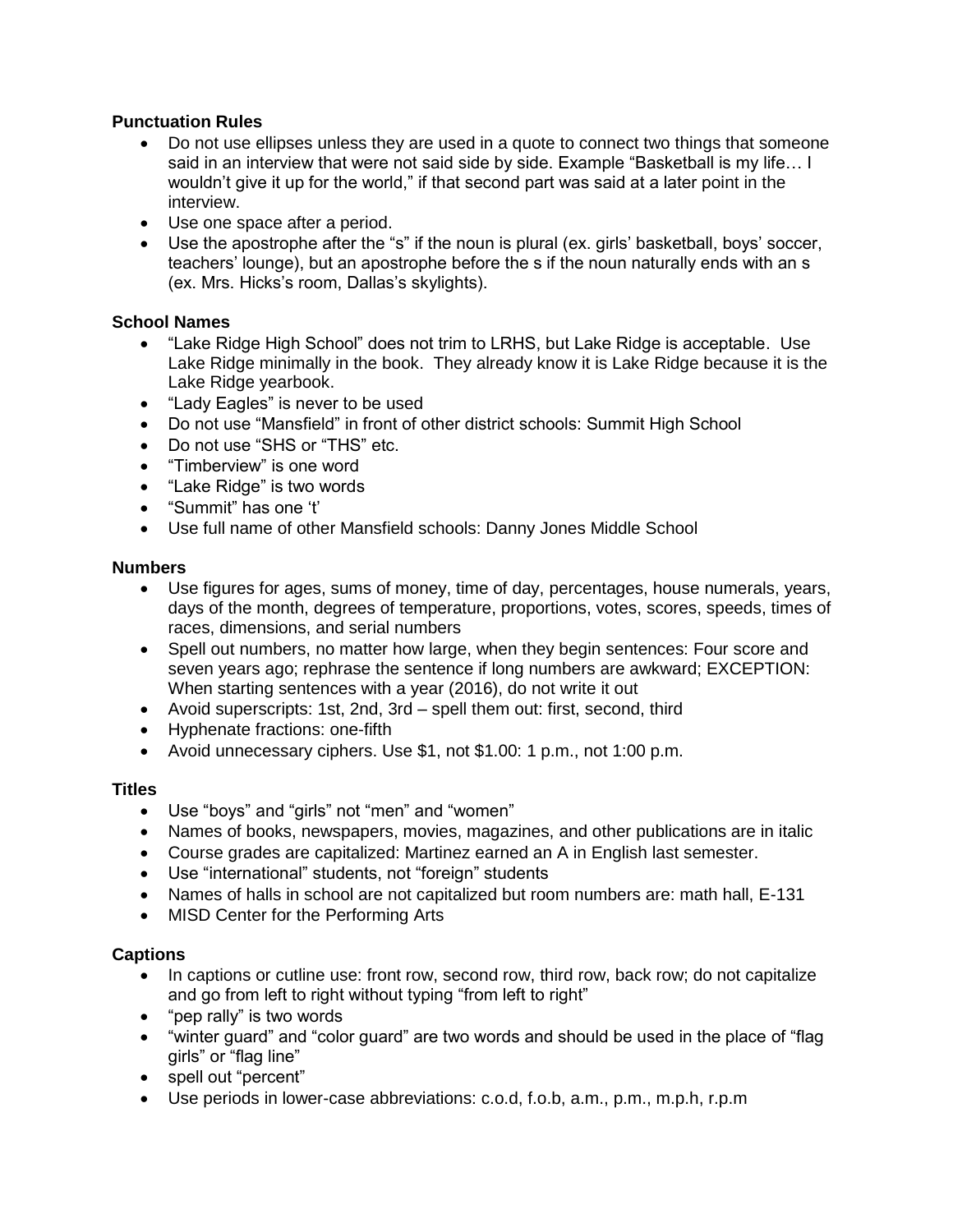**Punctuation Rules**

- Do not use ellipses unless they are used in a quote to connect two things that someone said in an interview that were not said side by side. Example "Basketball is my life… I wouldn't give it up for the world," if that second part was said at a later point in the interview.
- Use one space after a period.
- Use the apostrophe after the "s" if the noun is plural (ex. girls' basketball, boys' soccer, teachers' lounge), but an apostrophe before the s if the noun naturally ends with an s (ex. Mrs. Hicks's room, Dallas's skylights).

**School Names**

- "Lake Ridge High School" does not trim to LRHS, but Lake Ridge is acceptable. Use Lake Ridge minimally in the book. They already know it is Lake Ridge because it is the Lake Ridge yearbook.
- "Lady Eagles" is never to be used
- Do not use "Mansfield" in front of other district schools: Summit High School
- Do not use "SHS or "THS" etc.
- "Timberview" is one word
- "Lake Ridge" is two words
- "Summit" has one 't'
- Use full name of other Mansfield schools: Danny Jones Middle School

**Numbers**

- Use figures for ages, sums of money, time of day, percentages, house numerals, years, days of the month, degrees of temperature, proportions, votes, scores, speeds, times of races, dimensions, and serial numbers
- Spell out numbers, no matter how large, when they begin sentences: Four score and seven years ago; rephrase the sentence if long numbers are awkward; EXCEPTION: When starting sentences with a year (2016), do not write it out
- Avoid superscripts: 1st, 2nd, 3rd – spell them out: first, second, third
- Hyphenate fractions: one-fifth
- Avoid unnecessary ciphers. Use $1, not $1.00: 1 p.m., not 1:00 p.m.

**Titles**

- Use "boys" and "girls" not "men" and "women"
- Names of books, newspapers, movies, magazines, and other publications are in italic
- Course grades are capitalized: Martinez earned an A in English last semester.
- Use "international" students, not "foreign" students
- Names of halls in school are not capitalized but room numbers are: math hall, E-131
- MISD Center for the Performing Arts

**Captions**

- In captions or cutline use: front row, second row, third row, back row; do not capitalize and go from left to right without typing "from left to right"
- "pep rally" is two words
- "winter guard" and "color guard" are two words and should be used in the place of "flag girls" or "flag line"
- spell out "percent"
- Use periods in lower-case abbreviations: c.o.d, f.o.b, a.m., p.m., m.p.h, r.p.m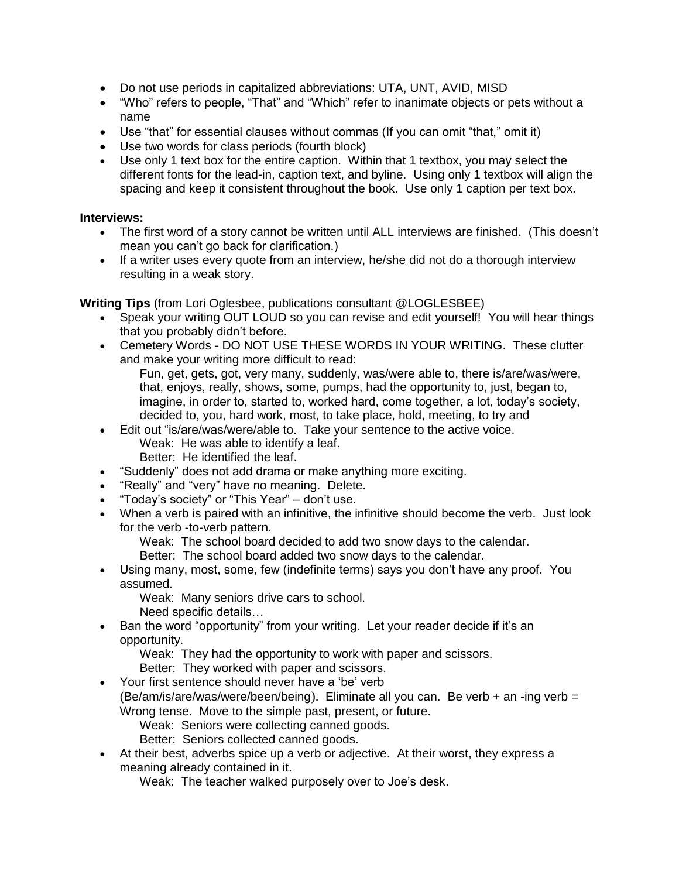- Do not use periods in capitalized abbreviations: UTA, UNT, AVID, MISD
- "Who" refers to people, "That" and "Which" refer to inanimate objects or pets without a name
- Use "that" for essential clauses without commas (If you can omit "that," omit it)
- Use two words for class periods (fourth block)
- Use only 1 text box for the entire caption. Within that 1 textbox, you may select the different fonts for the lead-in, caption text, and byline. Using only 1 textbox will align the spacing and keep it consistent throughout the book. Use only 1 caption per text box.

**Interviews:**

- The first word of a story cannot be written until ALL interviews are finished. (This doesn't mean you can't go back for clarification.)
- If a writer uses every quote from an interview, he/she did not do a thorough interview resulting in a weak story.

**Writing Tips** (from Lori Oglesbee, publications consultant @LOGLESBEE)

- Speak your writing OUT LOUD so you can revise and edit yourself! You will hear things that you probably didn't before.
- Cemetery Words - DO NOT USE THESE WORDS IN YOUR WRITING. These clutter and make your writing more difficult to read:

  Fun, get, gets, got, very many, suddenly, was/were able to, there is/are/was/were, that, enjoys, really, shows, some, pumps, had the opportunity to, just, began to, imagine, in order to, started to, worked hard, come together, a lot, today's society, decided to, you, hard work, most, to take place, hold, meeting, to try and
- Edit out "is/are/was/were/able to. Take your sentence to the active voice.

  Weak: He was able to identify a leaf.

  Better: He identified the leaf.
- "Suddenly" does not add drama or make anything more exciting.
- "Really" and "very" have no meaning. Delete.
- "Today's society" or "This Year" – don't use.
- When a verb is paired with an infinitive, the infinitive should become the verb. Just look for the verb -to-verb pattern.

  Weak: The school board decided to add two snow days to the calendar.

  Better: The school board added two snow days to the calendar.
- Using many, most, some, few (indefinite terms) says you don't have any proof. You assumed.

  Weak: Many seniors drive cars to school.

  Need specific details…
- Ban the word "opportunity" from your writing. Let your reader decide if it's an opportunity.

  Weak: They had the opportunity to work with paper and scissors.

  Better: They worked with paper and scissors.
- Your first sentence should never have a 'be' verb (Be/am/is/are/was/were/been/being). Eliminate all you can. Be verb + an -ing verb = Wrong tense. Move to the simple past, present, or future.

  Weak: Seniors were collecting canned goods.

  Better: Seniors collected canned goods.
- At their best, adverbs spice up a verb or adjective. At their worst, they express a meaning already contained in it.

  Weak: The teacher walked purposely over to Joe's desk.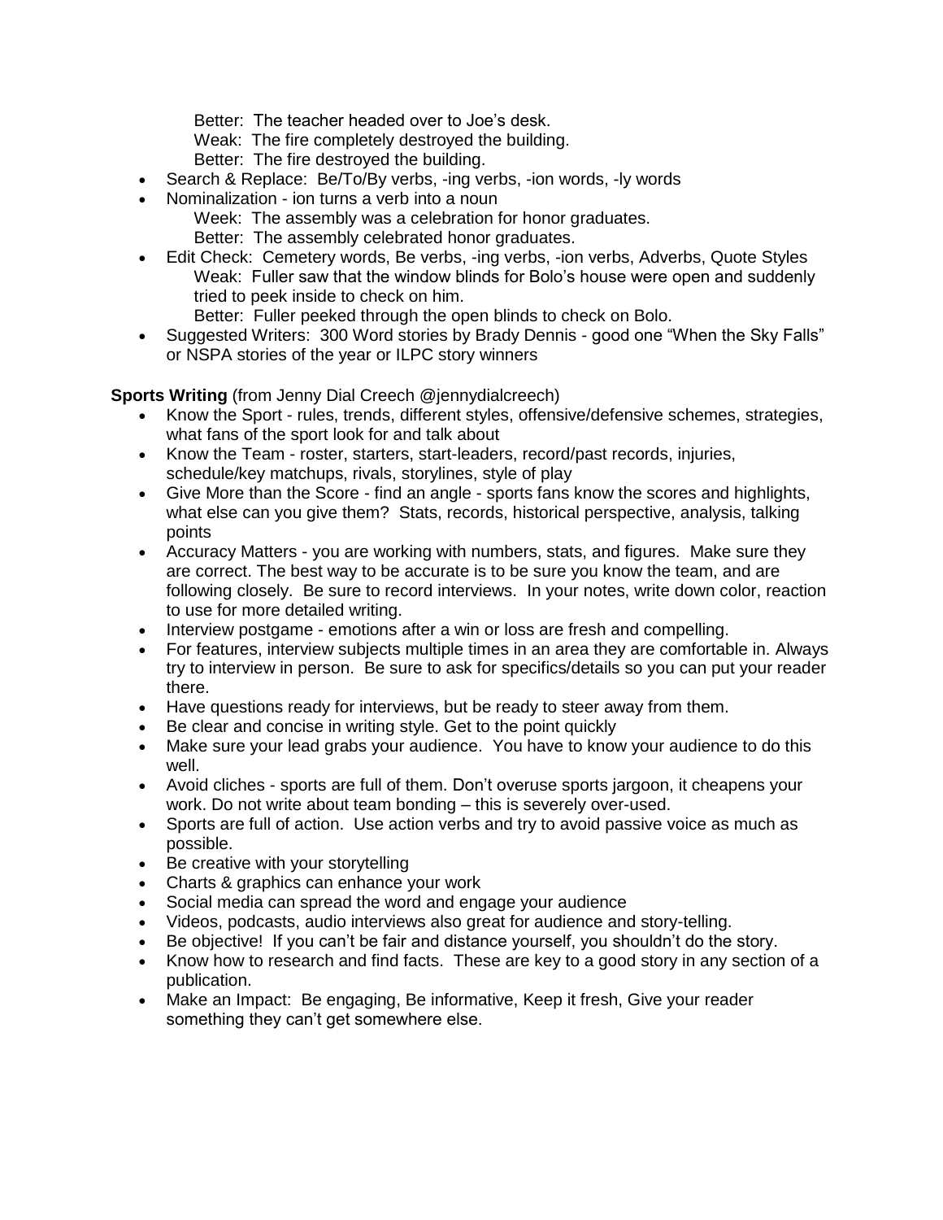Better: The teacher headed over to Joe's desk.
Weak: The fire completely destroyed the building.
Better: The fire destroyed the building.

- Search & Replace: Be/To/By verbs, -ing verbs, -ion words, -ly words
- Nominalization - ion turns a verb into a noun
  Week: The assembly was a celebration for honor graduates.
  Better: The assembly celebrated honor graduates.
- Edit Check: Cemetery words, Be verbs, -ing verbs, -ion verbs, Adverbs, Quote Styles
  Weak: Fuller saw that the window blinds for Bolo's house were open and suddenly tried to peek inside to check on him.
  Better: Fuller peeked through the open blinds to check on Bolo.
- Suggested Writers: 300 Word stories by Brady Dennis - good one "When the Sky Falls" or NSPA stories of the year or ILPC story winners

**Sports Writing** (from Jenny Dial Creech @jennydialcreech)

- Know the Sport - rules, trends, different styles, offensive/defensive schemes, strategies, what fans of the sport look for and talk about
- Know the Team - roster, starters, start-leaders, record/past records, injuries, schedule/key matchups, rivals, storylines, style of play
- Give More than the Score - find an angle - sports fans know the scores and highlights, what else can you give them? Stats, records, historical perspective, analysis, talking points
- Accuracy Matters - you are working with numbers, stats, and figures. Make sure they are correct. The best way to be accurate is to be sure you know the team, and are following closely. Be sure to record interviews. In your notes, write down color, reaction to use for more detailed writing.
- Interview postgame - emotions after a win or loss are fresh and compelling.
- For features, interview subjects multiple times in an area they are comfortable in. Always try to interview in person. Be sure to ask for specifics/details so you can put your reader there.
- Have questions ready for interviews, but be ready to steer away from them.
- Be clear and concise in writing style. Get to the point quickly
- Make sure your lead grabs your audience. You have to know your audience to do this well.
- Avoid cliches - sports are full of them. Don't overuse sports jargoon, it cheapens your work. Do not write about team bonding – this is severely over-used.
- Sports are full of action. Use action verbs and try to avoid passive voice as much as possible.
- Be creative with your storytelling
- Charts & graphics can enhance your work
- Social media can spread the word and engage your audience
- Videos, podcasts, audio interviews also great for audience and story-telling.
- Be objective! If you can't be fair and distance yourself, you shouldn't do the story.
- Know how to research and find facts. These are key to a good story in any section of a publication.
- Make an Impact: Be engaging, Be informative, Keep it fresh, Give your reader something they can't get somewhere else.